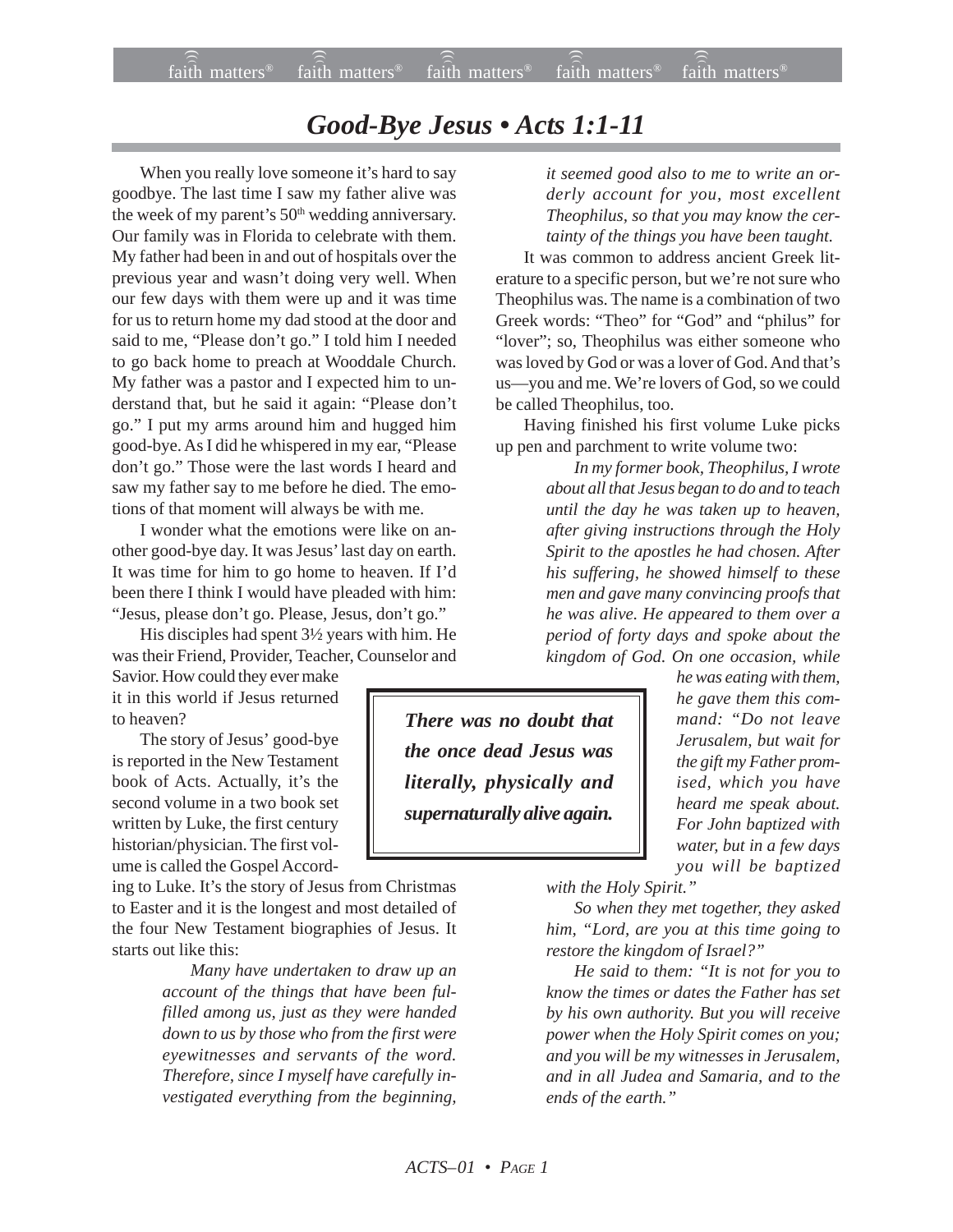# *Good-Bye Jesus • Acts 1:1-11*

When you really love someone it's hard to say goodbye. The last time I saw my father alive was the week of my parent's 50th wedding anniversary. Our family was in Florida to celebrate with them. My father had been in and out of hospitals over the previous year and wasn't doing very well. When our few days with them were up and it was time for us to return home my dad stood at the door and said to me, "Please don't go." I told him I needed to go back home to preach at Wooddale Church. My father was a pastor and I expected him to understand that, but he said it again: "Please don't go." I put my arms around him and hugged him good-bye. As I did he whispered in my ear, "Please don't go." Those were the last words I heard and saw my father say to me before he died. The emotions of that moment will always be with me.

I wonder what the emotions were like on another good-bye day. It was Jesus' last day on earth. It was time for him to go home to heaven. If I'd been there I think I would have pleaded with him: "Jesus, please don't go. Please, Jesus, don't go."

His disciples had spent 3½ years with him. He was their Friend, Provider, Teacher, Counselor and Savior. How could they ever make it in this world if Jesus returned to heaven?

The story of Jesus' good-bye is reported in the New Testament book of Acts. Actually, it's the second volume in a two book set written by Luke, the first century historian/physician. The first volume is called the Gospel According to Luke. It's the story of Jesus from Christmas to Easter and it is the longest and most detailed of the four New Testament biographies of Jesus. It starts out like this:

> *Many have undertaken to draw up an account of the things that have been fulfilled among us, just as they were handed down to us by those who from the first were eyewitnesses and servants of the word. Therefore, since I myself have carefully investigated everything from the beginning, it seemed good also to me to write an orderly account for you, most excellent Theophilus, so that you may know the certainty of the things you have been taught.*

It was common to address ancient Greek literature to a specific person, but we're not sure who Theophilus was. The name is a combination of two Greek words: "Theo" for "God" and "philus" for "lover"; so, Theophilus was either someone who was loved by God or was a lover of God. And that's us—you and me. We're lovers of God, so we could be called Theophilus, too.

Having finished his first volume Luke picks up pen and parchment to write volume two:

> *In my former book, Theophilus, I wrote about all that Jesus began to do and to teach until the day he was taken up to heaven, after giving instructions through the Holy Spirit to the apostles he had chosen. After his suffering, he showed himself to these men and gave many convincing proofs that he was alive. He appeared to them over a period of forty days and spoke about the kingdom of God. On one occasion, while he was eating with them, he gave them this command: "Do not leave Jerusalem, but wait for the gift my Father promised, which you have heard me speak about. For John baptized with water, but in a few days you will be baptized with the Holy Spirit."*
>
> *So when they met together, they asked him, "Lord, are you at this time going to restore the kingdom of Israel?"*
>
> *He said to them: "It is not for you to know the times or dates the Father has set by his own authority. But you will receive power when the Holy Spirit comes on you; and you will be my witnesses in Jerusalem, and in all Judea and Samaria, and to the ends of the earth."*

***There was no doubt that the once dead Jesus was literally, physically and supernaturally alive again.***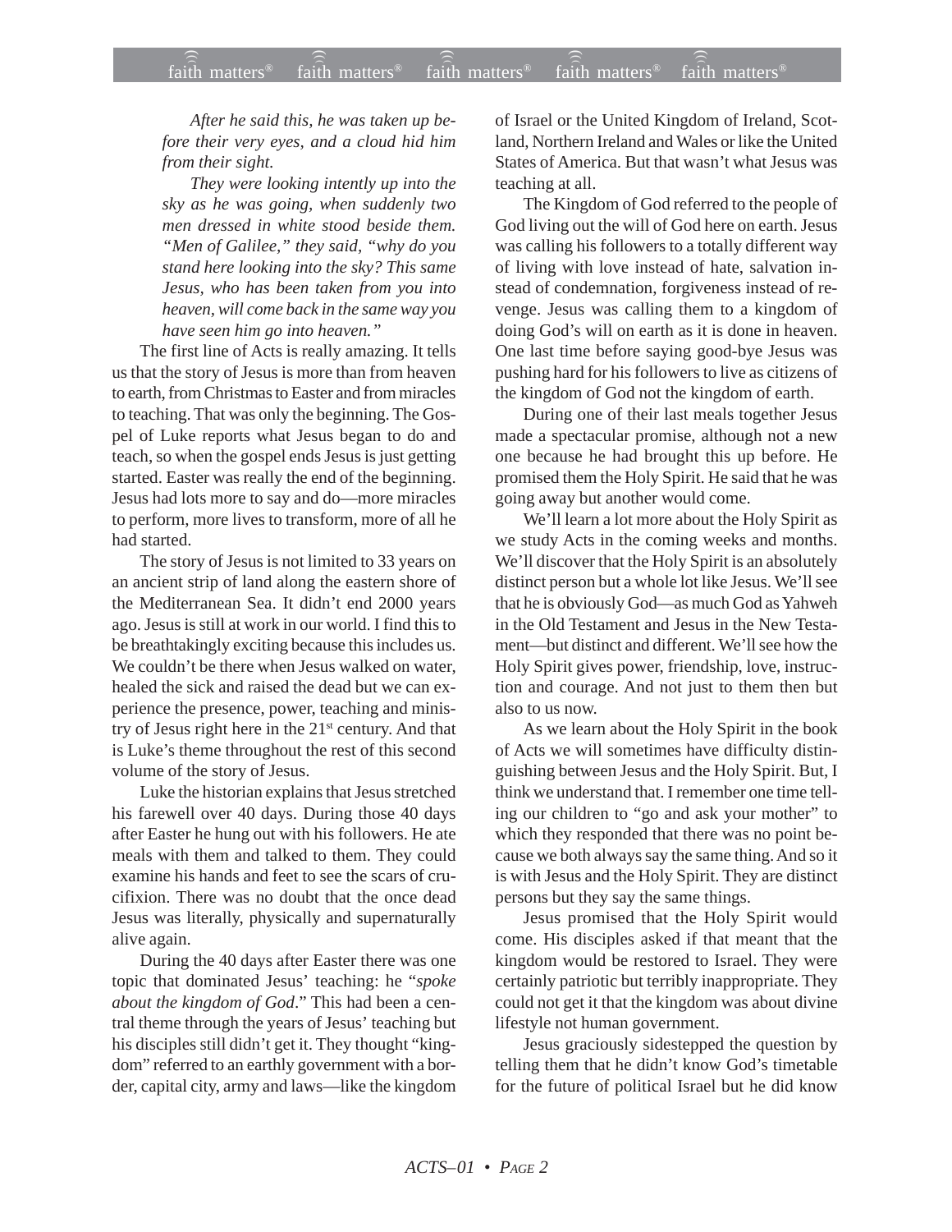*After he said this, he was taken up before their very eyes, and a cloud hid him from their sight.*

*They were looking intently up into the sky as he was going, when suddenly two men dressed in white stood beside them. "Men of Galilee," they said, "why do you stand here looking into the sky? This same Jesus, who has been taken from you into heaven, will come back in the same way you have seen him go into heaven."*

The first line of Acts is really amazing. It tells us that the story of Jesus is more than from heaven to earth, from Christmas to Easter and from miracles to teaching. That was only the beginning. The Gospel of Luke reports what Jesus began to do and teach, so when the gospel ends Jesus is just getting started. Easter was really the end of the beginning. Jesus had lots more to say and do—more miracles to perform, more lives to transform, more of all he had started.

The story of Jesus is not limited to 33 years on an ancient strip of land along the eastern shore of the Mediterranean Sea. It didn't end 2000 years ago. Jesus is still at work in our world. I find this to be breathtakingly exciting because this includes us. We couldn't be there when Jesus walked on water, healed the sick and raised the dead but we can experience the presence, power, teaching and ministry of Jesus right here in the 21st century. And that is Luke's theme throughout the rest of this second volume of the story of Jesus.

Luke the historian explains that Jesus stretched his farewell over 40 days. During those 40 days after Easter he hung out with his followers. He ate meals with them and talked to them. They could examine his hands and feet to see the scars of crucifixion. There was no doubt that the once dead Jesus was literally, physically and supernaturally alive again.

During the 40 days after Easter there was one topic that dominated Jesus' teaching: he "*spoke about the kingdom of God*." This had been a central theme through the years of Jesus' teaching but his disciples still didn't get it. They thought "kingdom" referred to an earthly government with a border, capital city, army and laws—like the kingdom of Israel or the United Kingdom of Ireland, Scotland, Northern Ireland and Wales or like the United States of America. But that wasn't what Jesus was teaching at all.

The Kingdom of God referred to the people of God living out the will of God here on earth. Jesus was calling his followers to a totally different way of living with love instead of hate, salvation instead of condemnation, forgiveness instead of revenge. Jesus was calling them to a kingdom of doing God's will on earth as it is done in heaven. One last time before saying good-bye Jesus was pushing hard for his followers to live as citizens of the kingdom of God not the kingdom of earth.

During one of their last meals together Jesus made a spectacular promise, although not a new one because he had brought this up before. He promised them the Holy Spirit. He said that he was going away but another would come.

We'll learn a lot more about the Holy Spirit as we study Acts in the coming weeks and months. We'll discover that the Holy Spirit is an absolutely distinct person but a whole lot like Jesus. We'll see that he is obviously God—as much God as Yahweh in the Old Testament and Jesus in the New Testament—but distinct and different. We'll see how the Holy Spirit gives power, friendship, love, instruction and courage. And not just to them then but also to us now.

As we learn about the Holy Spirit in the book of Acts we will sometimes have difficulty distinguishing between Jesus and the Holy Spirit. But, I think we understand that. I remember one time telling our children to "go and ask your mother" to which they responded that there was no point because we both always say the same thing. And so it is with Jesus and the Holy Spirit. They are distinct persons but they say the same things.

Jesus promised that the Holy Spirit would come. His disciples asked if that meant that the kingdom would be restored to Israel. They were certainly patriotic but terribly inappropriate. They could not get it that the kingdom was about divine lifestyle not human government.

Jesus graciously sidestepped the question by telling them that he didn't know God's timetable for the future of political Israel but he did know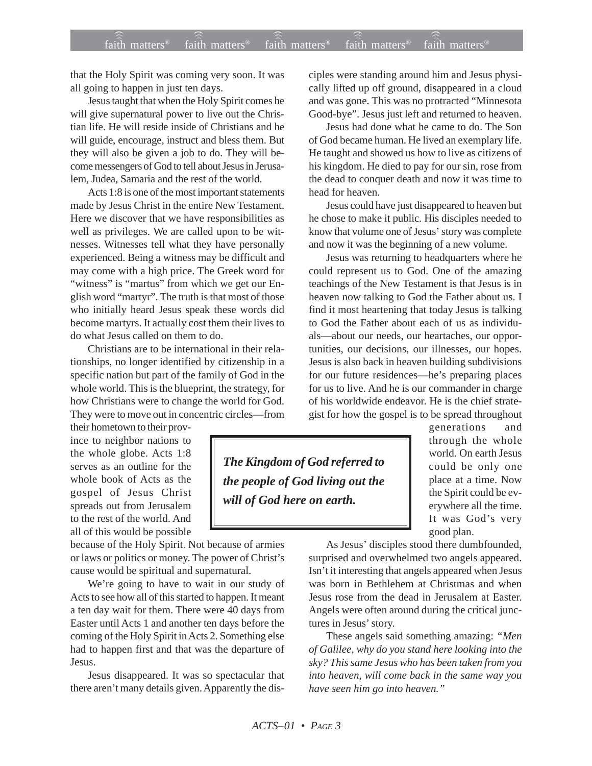that the Holy Spirit was coming very soon. It was all going to happen in just ten days.

Jesus taught that when the Holy Spirit comes he will give supernatural power to live out the Christian life. He will reside inside of Christians and he will guide, encourage, instruct and bless them. But they will also be given a job to do. They will become messengers of God to tell about Jesus in Jerusalem, Judea, Samaria and the rest of the world.

Acts 1:8 is one of the most important statements made by Jesus Christ in the entire New Testament. Here we discover that we have responsibilities as well as privileges. We are called upon to be witnesses. Witnesses tell what they have personally experienced. Being a witness may be difficult and may come with a high price. The Greek word for "witness" is "martus" from which we get our English word "martyr". The truth is that most of those who initially heard Jesus speak these words did become martyrs. It actually cost them their lives to do what Jesus called on them to do.

Christians are to be international in their relationships, no longer identified by citizenship in a specific nation but part of the family of God in the whole world. This is the blueprint, the strategy, for how Christians were to change the world for God. They were to move out in concentric circles—from their hometown to their province to neighbor nations to the whole globe. Acts 1:8 serves as an outline for the whole book of Acts as the gospel of Jesus Christ spreads out from Jerusalem to the rest of the world. And all of this would be possible because of the Holy Spirit. Not because of armies or laws or politics or money. The power of Christ's cause would be spiritual and supernatural.

We're going to have to wait in our study of Acts to see how all of this started to happen. It meant a ten day wait for them. There were 40 days from Easter until Acts 1 and another ten days before the coming of the Holy Spirit in Acts 2. Something else had to happen first and that was the departure of Jesus.

Jesus disappeared. It was so spectacular that there aren't many details given. Apparently the disciples were standing around him and Jesus physically lifted up off ground, disappeared in a cloud and was gone. This was no protracted "Minnesota Good-bye". Jesus just left and returned to heaven.

Jesus had done what he came to do. The Son of God became human. He lived an exemplary life. He taught and showed us how to live as citizens of his kingdom. He died to pay for our sin, rose from the dead to conquer death and now it was time to head for heaven.

Jesus could have just disappeared to heaven but he chose to make it public. His disciples needed to know that volume one of Jesus' story was complete and now it was the beginning of a new volume.

Jesus was returning to headquarters where he could represent us to God. One of the amazing teachings of the New Testament is that Jesus is in heaven now talking to God the Father about us. I find it most heartening that today Jesus is talking to God the Father about each of us as individuals—about our needs, our heartaches, our opportunities, our decisions, our illnesses, our hopes. Jesus is also back in heaven building subdivisions for our future residences—he's preparing places for us to live. And he is our commander in charge of his worldwide endeavor. He is the chief strategist for how the gospel is to be spread throughout generations and through the whole world. On earth Jesus could be only one place at a time. Now the Spirit could be everywhere all the time. It was God's very good plan.

> ***The Kingdom of God referred to the people of God living out the will of God here on earth.***

As Jesus' disciples stood there dumbfounded, surprised and overwhelmed two angels appeared. Isn't it interesting that angels appeared when Jesus was born in Bethlehem at Christmas and when Jesus rose from the dead in Jerusalem at Easter. Angels were often around during the critical junctures in Jesus' story.

These angels said something amazing: *"Men of Galilee, why do you stand here looking into the sky? This same Jesus who has been taken from you into heaven, will come back in the same way you have seen him go into heaven."*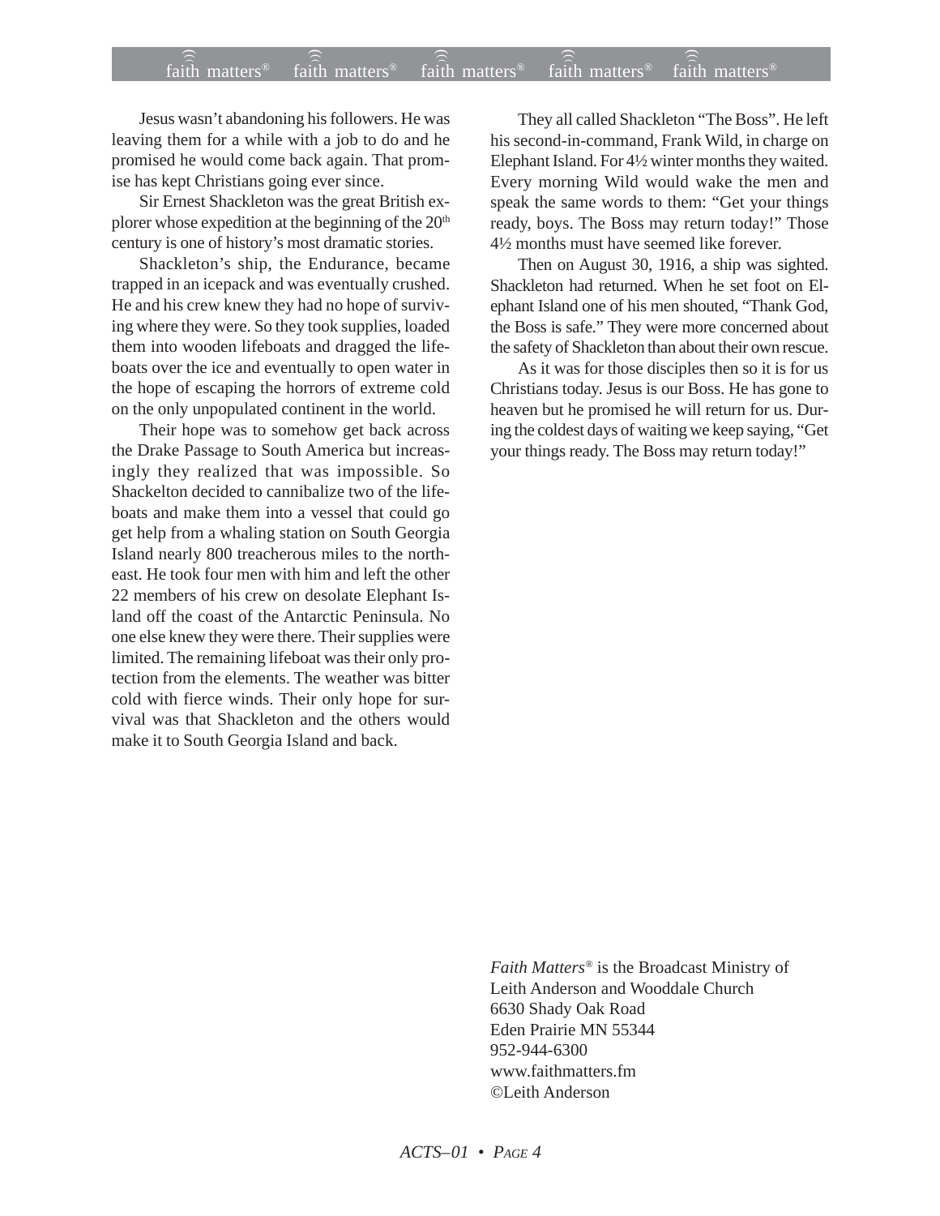Jesus wasn't abandoning his followers. He was leaving them for a while with a job to do and he promised he would come back again. That promise has kept Christians going ever since.

Sir Ernest Shackleton was the great British explorer whose expedition at the beginning of the 20th century is one of history's most dramatic stories.

Shackleton's ship, the Endurance, became trapped in an icepack and was eventually crushed. He and his crew knew they had no hope of surviving where they were. So they took supplies, loaded them into wooden lifeboats and dragged the lifeboats over the ice and eventually to open water in the hope of escaping the horrors of extreme cold on the only unpopulated continent in the world.

Their hope was to somehow get back across the Drake Passage to South America but increasingly they realized that was impossible. So Shackelton decided to cannibalize two of the lifeboats and make them into a vessel that could go get help from a whaling station on South Georgia Island nearly 800 treacherous miles to the northeast. He took four men with him and left the other 22 members of his crew on desolate Elephant Island off the coast of the Antarctic Peninsula. No one else knew they were there. Their supplies were limited. The remaining lifeboat was their only protection from the elements. The weather was bitter cold with fierce winds. Their only hope for survival was that Shackleton and the others would make it to South Georgia Island and back.

They all called Shackleton "The Boss". He left his second-in-command, Frank Wild, in charge on Elephant Island. For 4½ winter months they waited. Every morning Wild would wake the men and speak the same words to them: "Get your things ready, boys. The Boss may return today!" Those 4½ months must have seemed like forever.

Then on August 30, 1916, a ship was sighted. Shackleton had returned. When he set foot on Elephant Island one of his men shouted, "Thank God, the Boss is safe." They were more concerned about the safety of Shackleton than about their own rescue.

As it was for those disciples then so it is for us Christians today. Jesus is our Boss. He has gone to heaven but he promised he will return for us. During the coldest days of waiting we keep saying, "Get your things ready. The Boss may return today!"

*Faith Matters*® is the Broadcast Ministry of
Leith Anderson and Wooddale Church
6630 Shady Oak Road
Eden Prairie MN 55344
952-944-6300
www.faithmatters.fm
©Leith Anderson